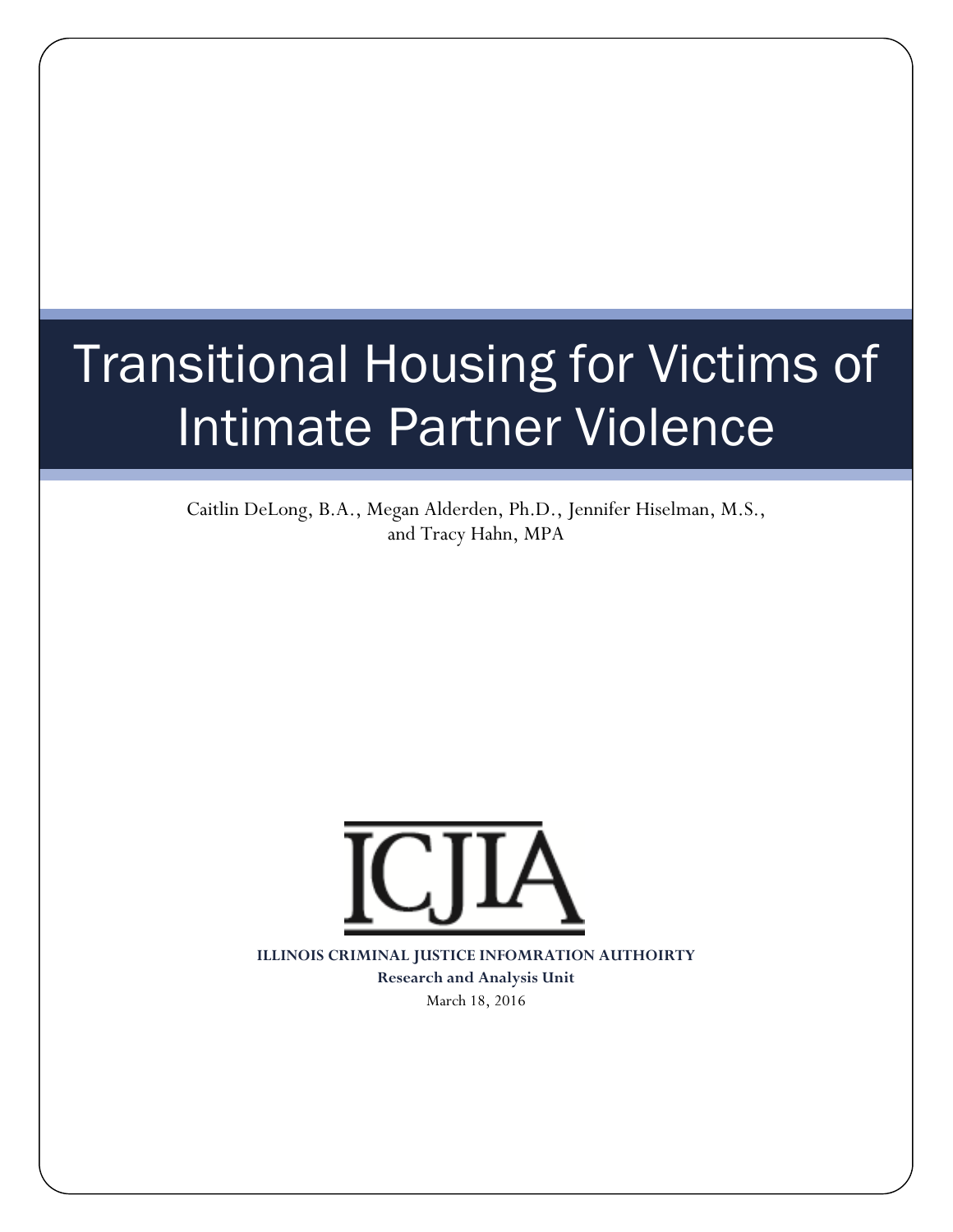# Transitional Housing for Victims of Intimate Partner Violence

Caitlin DeLong, B.A., Megan Alderden, Ph.D., Jennifer Hiselman, M.S., and Tracy Hahn, MPA

ICJIA

**ILLINOIS CRIMINAL JUSTICE INFOMRATION AUTHOIRTY**

**Research and Analysis Unit**

March 18, 2016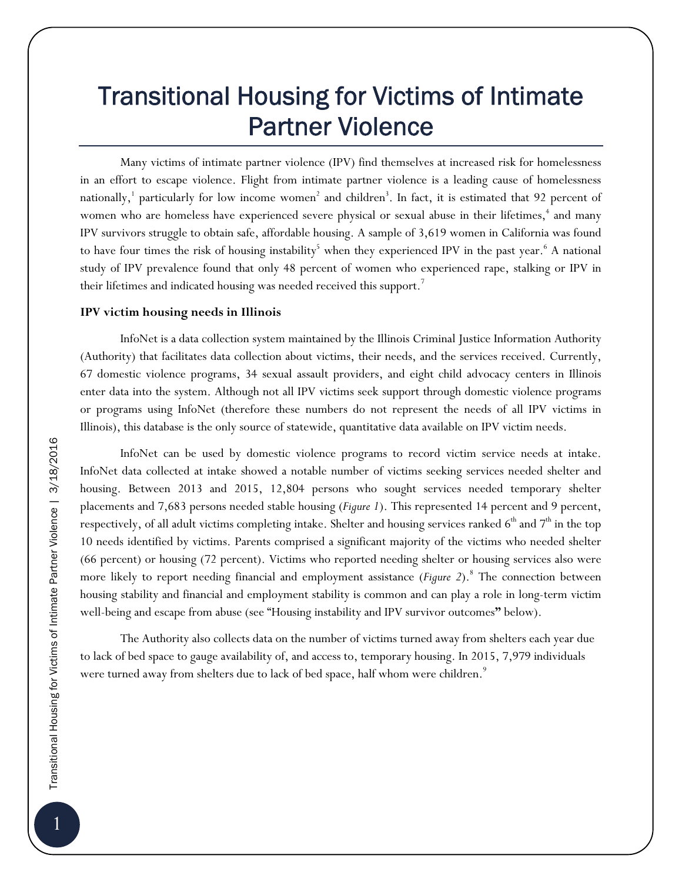# Transitional Housing for Victims of Intimate Partner Violence

Many victims of intimate partner violence (IPV) find themselves at increased risk for homelessness in an effort to escape violence. Flight from intimate partner violence is a leading cause of homelessness nationally,[1] particularly for low income women[2] and children[3]. In fact, it is estimated that 92 percent of women who are homeless have experienced severe physical or sexual abuse in their lifetimes,[4] and many IPV survivors struggle to obtain safe, affordable housing. A sample of 3,619 women in California was found to have four times the risk of housing instability[5] when they experienced IPV in the past year.[6] A national study of IPV prevalence found that only 48 percent of women who experienced rape, stalking or IPV in their lifetimes and indicated housing was needed received this support.[7]

**IPV victim housing needs in Illinois**

InfoNet is a data collection system maintained by the Illinois Criminal Justice Information Authority (Authority) that facilitates data collection about victims, their needs, and the services received. Currently, 67 domestic violence programs, 34 sexual assault providers, and eight child advocacy centers in Illinois enter data into the system. Although not all IPV victims seek support through domestic violence programs or programs using InfoNet (therefore these numbers do not represent the needs of all IPV victims in Illinois), this database is the only source of statewide, quantitative data available on IPV victim needs.

InfoNet can be used by domestic violence programs to record victim service needs at intake. InfoNet data collected at intake showed a notable number of victims seeking services needed shelter and housing. Between 2013 and 2015, 12,804 persons who sought services needed temporary shelter placements and 7,683 persons needed stable housing (*Figure 1*). This represented 14 percent and 9 percent, respectively, of all adult victims completing intake. Shelter and housing services ranked 6th and 7th in the top 10 needs identified by victims. Parents comprised a significant majority of the victims who needed shelter (66 percent) or housing (72 percent). Victims who reported needing shelter or housing services also were more likely to report needing financial and employment assistance (*Figure 2*).[8] The connection between housing stability and financial and employment stability is common and can play a role in long-term victim well-being and escape from abuse (see "Housing instability and IPV survivor outcomes" below).

The Authority also collects data on the number of victims turned away from shelters each year due to lack of bed space to gauge availability of, and access to, temporary housing. In 2015, 7,979 individuals were turned away from shelters due to lack of bed space, half whom were children.[9]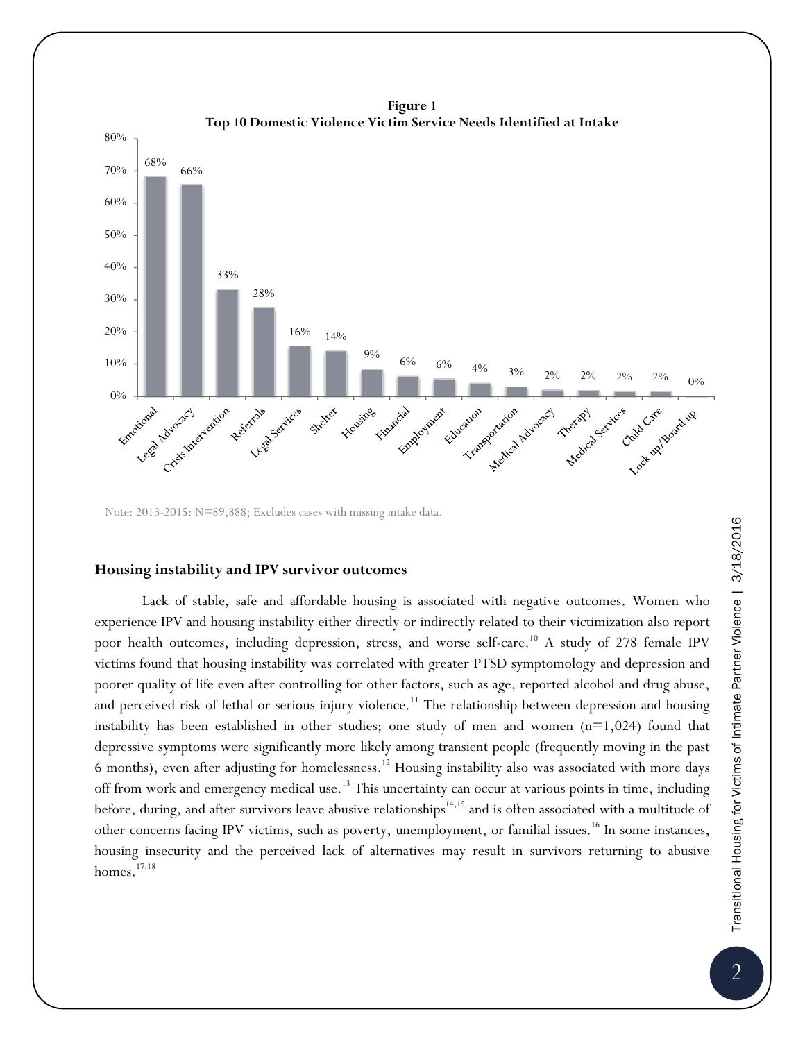**Figure 1**
**Top 10 Domestic Violence Victim Service Needs Identified at Intake**

| Service Need | Percent |
|---|---|
| Emotional | 68% |
| Legal Advocacy | 66% |
| Crisis Intervention | 33% |
| Referrals | 28% |
| Legal Services | 16% |
| Shelter | 14% |
| Housing | 9% |
| Financial | 6% |
| Employment | 6% |
| Education | 4% |
| Transportation | 3% |
| Medical Advocacy | 2% |
| Therapy | 2% |
| Medical Services | 2% |
| Child Care | 2% |
| Lock up/Board up | 0% |

Note: 2013-2015: N=89,888; Excludes cases with missing intake data.

### Housing instability and IPV survivor outcomes

Lack of stable, safe and affordable housing is associated with negative outcomes. Women who experience IPV and housing instability either directly or indirectly related to their victimization also report poor health outcomes, including depression, stress, and worse self-care.[10] A study of 278 female IPV victims found that housing instability was correlated with greater PTSD symptomology and depression and poorer quality of life even after controlling for other factors, such as age, reported alcohol and drug abuse, and perceived risk of lethal or serious injury violence.[11] The relationship between depression and housing instability has been established in other studies; one study of men and women (n=1,024) found that depressive symptoms were significantly more likely among transient people (frequently moving in the past 6 months), even after adjusting for homelessness.[12] Housing instability also was associated with more days off from work and emergency medical use.[13] This uncertainty can occur at various points in time, including before, during, and after survivors leave abusive relationships[14,15] and is often associated with a multitude of other concerns facing IPV victims, such as poverty, unemployment, or familial issues.[16] In some instances, housing insecurity and the perceived lack of alternatives may result in survivors returning to abusive homes.[17,18]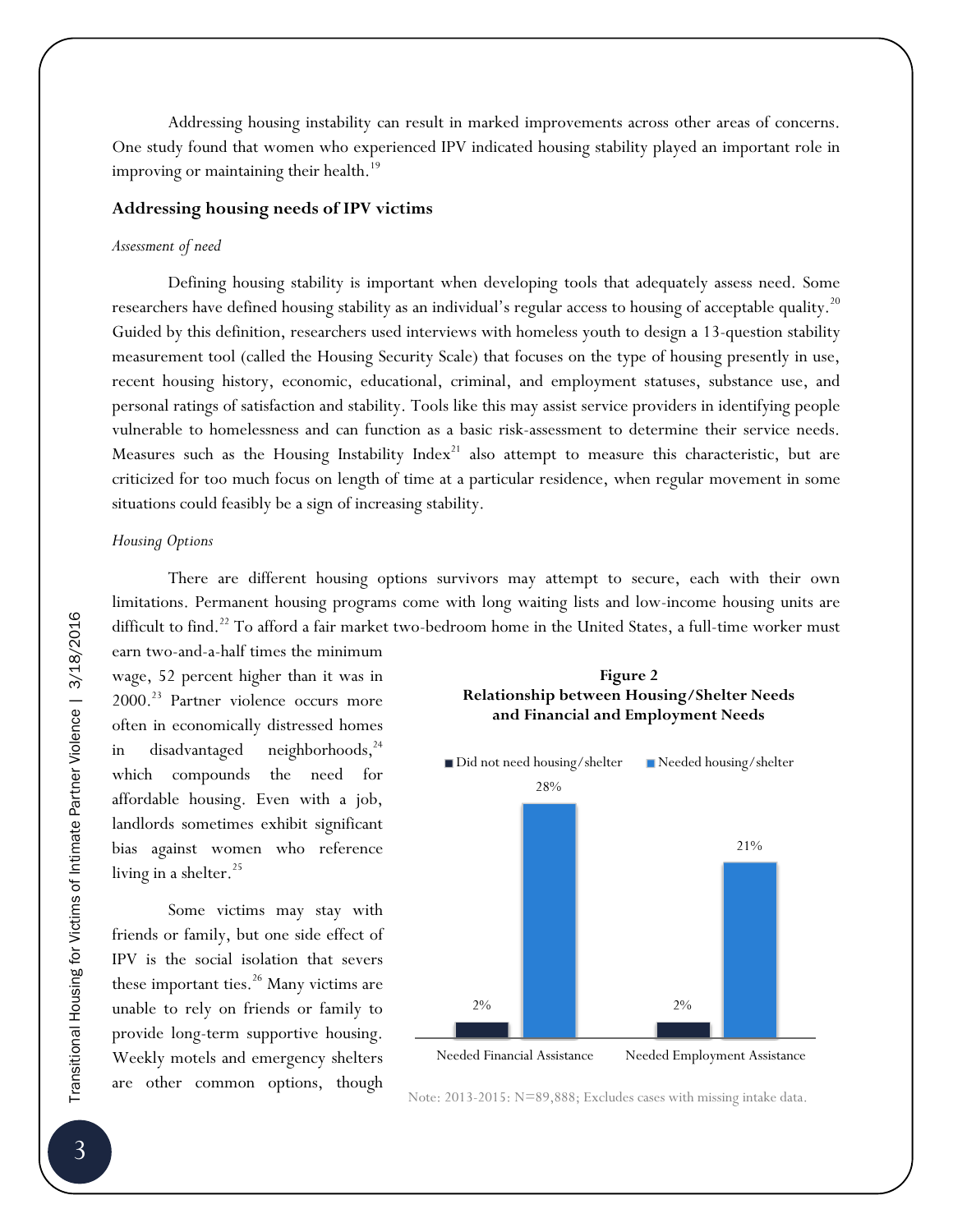Addressing housing instability can result in marked improvements across other areas of concerns. One study found that women who experienced IPV indicated housing stability played an important role in improving or maintaining their health.[19]

## Addressing housing needs of IPV victims

*Assessment of need*

Defining housing stability is important when developing tools that adequately assess need. Some researchers have defined housing stability as an individual's regular access to housing of acceptable quality.[20] Guided by this definition, researchers used interviews with homeless youth to design a 13-question stability measurement tool (called the Housing Security Scale) that focuses on the type of housing presently in use, recent housing history, economic, educational, criminal, and employment statuses, substance use, and personal ratings of satisfaction and stability. Tools like this may assist service providers in identifying people vulnerable to homelessness and can function as a basic risk-assessment to determine their service needs. Measures such as the Housing Instability Index[21] also attempt to measure this characteristic, but are criticized for too much focus on length of time at a particular residence, when regular movement in some situations could feasibly be a sign of increasing stability.

*Housing Options*

There are different housing options survivors may attempt to secure, each with their own limitations. Permanent housing programs come with long waiting lists and low-income housing units are difficult to find.[22] To afford a fair market two-bedroom home in the United States, a full-time worker must earn two-and-a-half times the minimum wage, 52 percent higher than it was in 2000.[23] Partner violence occurs more often in economically distressed homes in disadvantaged neighborhoods,[24] which compounds the need for affordable housing. Even with a job, landlords sometimes exhibit significant bias against women who reference living in a shelter.[25]

Some victims may stay with friends or family, but one side effect of IPV is the social isolation that severs these important ties.[26] Many victims are unable to rely on friends or family to provide long-term supportive housing. Weekly motels and emergency shelters are other common options, though

**Figure 2**
**Relationship between Housing/Shelter Needs and Financial and Employment Needs**

| | Did not need housing/shelter | Needed housing/shelter |
|---|---|---|
| Needed Financial Assistance | 2% | 28% |
| Needed Employment Assistance | 2% | 21% |

Note: 2013-2015: N=89,888; Excludes cases with missing intake data.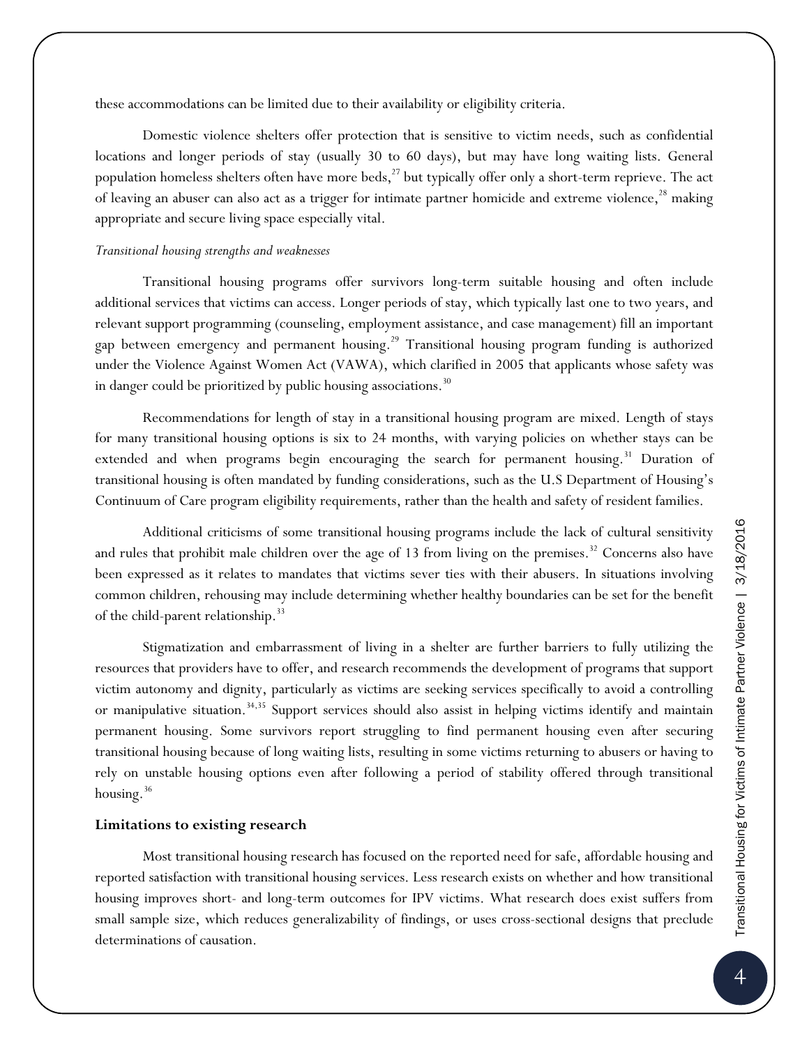these accommodations can be limited due to their availability or eligibility criteria.

Domestic violence shelters offer protection that is sensitive to victim needs, such as confidential locations and longer periods of stay (usually 30 to 60 days), but may have long waiting lists. General population homeless shelters often have more beds,[27] but typically offer only a short-term reprieve. The act of leaving an abuser can also act as a trigger for intimate partner homicide and extreme violence,[28] making appropriate and secure living space especially vital.

*Transitional housing strengths and weaknesses*

Transitional housing programs offer survivors long-term suitable housing and often include additional services that victims can access. Longer periods of stay, which typically last one to two years, and relevant support programming (counseling, employment assistance, and case management) fill an important gap between emergency and permanent housing.[29] Transitional housing program funding is authorized under the Violence Against Women Act (VAWA), which clarified in 2005 that applicants whose safety was in danger could be prioritized by public housing associations.[30]

Recommendations for length of stay in a transitional housing program are mixed. Length of stays for many transitional housing options is six to 24 months, with varying policies on whether stays can be extended and when programs begin encouraging the search for permanent housing.[31] Duration of transitional housing is often mandated by funding considerations, such as the U.S Department of Housing's Continuum of Care program eligibility requirements, rather than the health and safety of resident families.

Additional criticisms of some transitional housing programs include the lack of cultural sensitivity and rules that prohibit male children over the age of 13 from living on the premises.[32] Concerns also have been expressed as it relates to mandates that victims sever ties with their abusers. In situations involving common children, rehousing may include determining whether healthy boundaries can be set for the benefit of the child-parent relationship.[33]

Stigmatization and embarrassment of living in a shelter are further barriers to fully utilizing the resources that providers have to offer, and research recommends the development of programs that support victim autonomy and dignity, particularly as victims are seeking services specifically to avoid a controlling or manipulative situation.[34,35] Support services should also assist in helping victims identify and maintain permanent housing. Some survivors report struggling to find permanent housing even after securing transitional housing because of long waiting lists, resulting in some victims returning to abusers or having to rely on unstable housing options even after following a period of stability offered through transitional housing.[36]

**Limitations to existing research**

Most transitional housing research has focused on the reported need for safe, affordable housing and reported satisfaction with transitional housing services. Less research exists on whether and how transitional housing improves short- and long-term outcomes for IPV victims. What research does exist suffers from small sample size, which reduces generalizability of findings, or uses cross-sectional designs that preclude determinations of causation.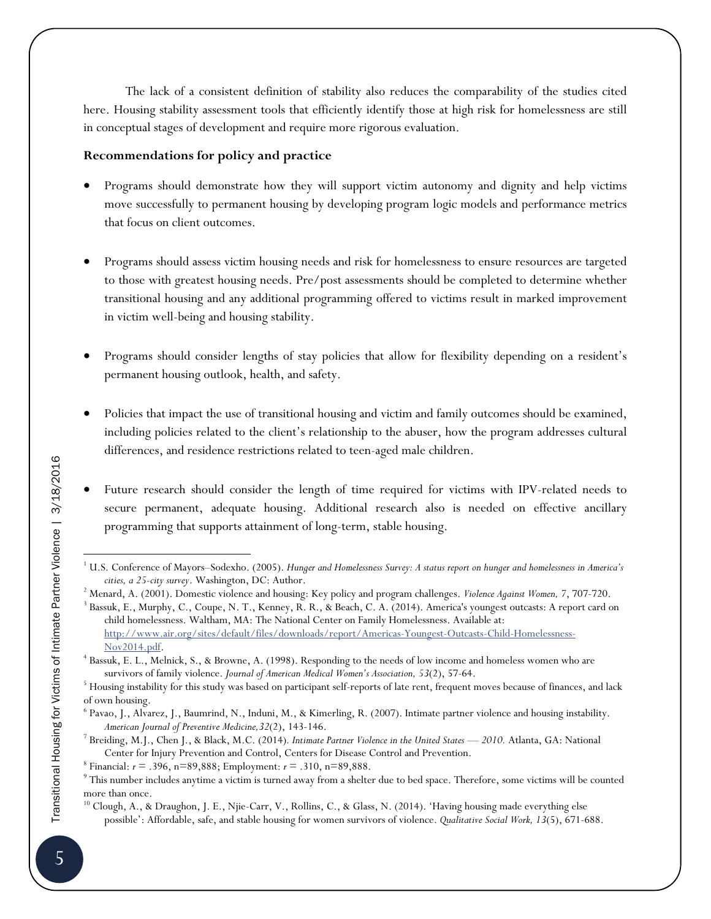The lack of a consistent definition of stability also reduces the comparability of the studies cited here. Housing stability assessment tools that efficiently identify those at high risk for homelessness are still in conceptual stages of development and require more rigorous evaluation.

**Recommendations for policy and practice**

- Programs should demonstrate how they will support victim autonomy and dignity and help victims move successfully to permanent housing by developing program logic models and performance metrics that focus on client outcomes.
- Programs should assess victim housing needs and risk for homelessness to ensure resources are targeted to those with greatest housing needs. Pre/post assessments should be completed to determine whether transitional housing and any additional programming offered to victims result in marked improvement in victim well-being and housing stability.
- Programs should consider lengths of stay policies that allow for flexibility depending on a resident's permanent housing outlook, health, and safety.
- Policies that impact the use of transitional housing and victim and family outcomes should be examined, including policies related to the client's relationship to the abuser, how the program addresses cultural differences, and residence restrictions related to teen-aged male children.
- Future research should consider the length of time required for victims with IPV-related needs to secure permanent, adequate housing. Additional research also is needed on effective ancillary programming that supports attainment of long-term, stable housing.

---

[1] U.S. Conference of Mayors–Sodexho. (2005). *Hunger and Homelessness Survey: A status report on hunger and homelessness in America's cities, a 25-city survey*. Washington, DC: Author.

[2] Menard, A. (2001). Domestic violence and housing: Key policy and program challenges. *Violence Against Women,* 7, 707-720.

[3] Bassuk, E., Murphy, C., Coupe, N. T., Kenney, R. R., & Beach, C. A. (2014). America's youngest outcasts: A report card on child homelessness. Waltham, MA: The National Center on Family Homelessness. Available at: http://www.air.org/sites/default/files/downloads/report/Americas-Youngest-Outcasts-Child-Homelessness-Nov2014.pdf.

[4] Bassuk, E. L., Melnick, S., & Browne, A. (1998). Responding to the needs of low income and homeless women who are survivors of family violence. *Journal of American Medical Women's Association, 53*(2), 57-64.

[5] Housing instability for this study was based on participant self-reports of late rent, frequent moves because of finances, and lack of own housing.

[6] Pavao, J., Alvarez, J., Baumrind, N., Induni, M., & Kimerling, R. (2007). Intimate partner violence and housing instability. *American Journal of Preventive Medicine,32*(2), 143-146.

[7] Breiding, M.J., Chen J., & Black, M.C. (2014). *Intimate Partner Violence in the United States — 2010.* Atlanta, GA: National Center for Injury Prevention and Control, Centers for Disease Control and Prevention.

[8] Financial: $r = .396$, n=89,888; Employment: $r = .310$, n=89,888.

[9] This number includes anytime a victim is turned away from a shelter due to bed space. Therefore, some victims will be counted more than once.

[10] Clough, A., & Draughon, J. E., Njie-Carr, V., Rollins, C., & Glass, N. (2014). 'Having housing made everything else possible': Affordable, safe, and stable housing for women survivors of violence. *Qualitative Social Work, 13*(5), 671-688.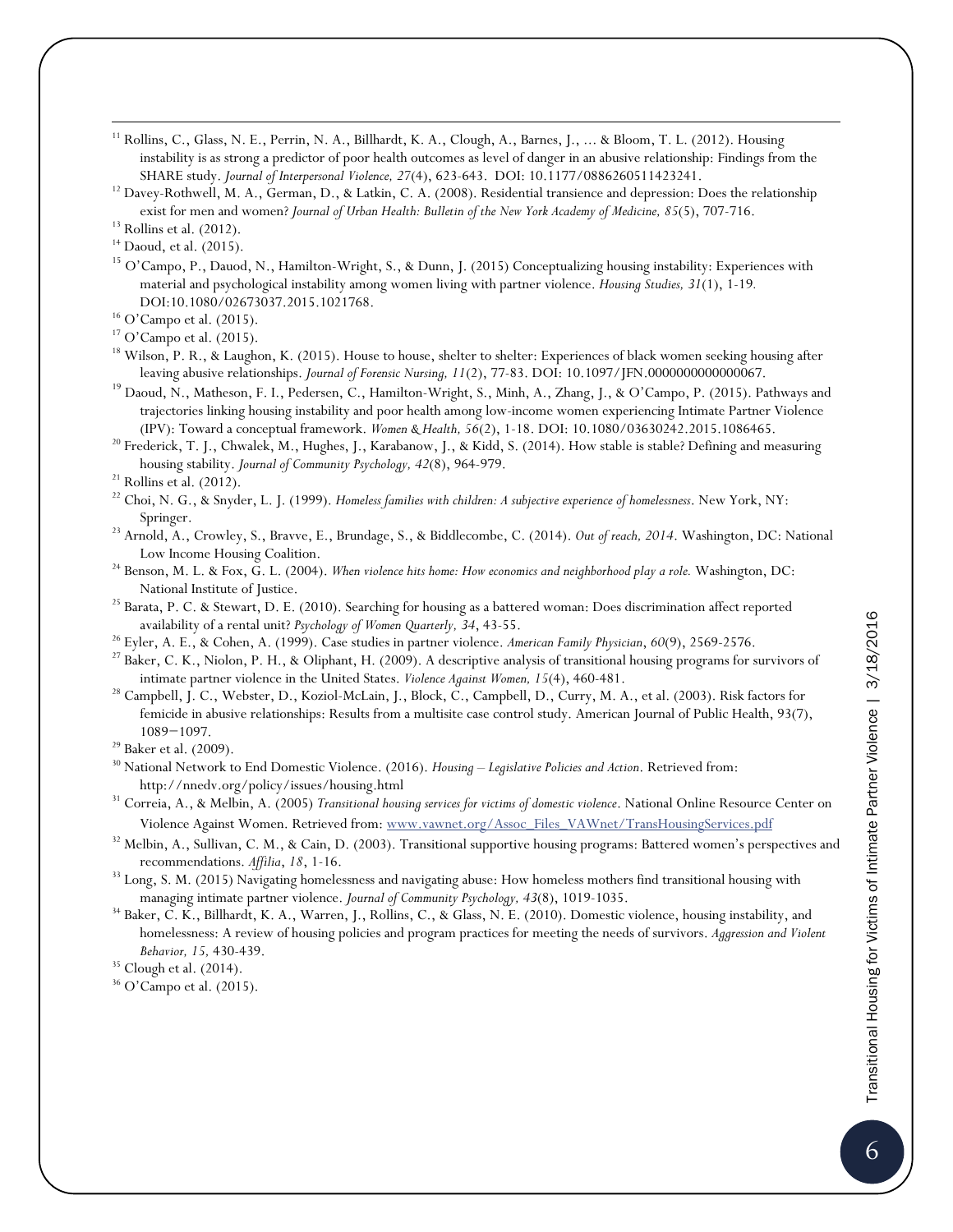[11] Rollins, C., Glass, N. E., Perrin, N. A., Billhardt, K. A., Clough, A., Barnes, J., ... & Bloom, T. L. (2012). Housing instability is as strong a predictor of poor health outcomes as level of danger in an abusive relationship: Findings from the SHARE study. *Journal of Interpersonal Violence, 27*(4), 623-643. DOI: 10.1177/0886260511423241.

[12] Davey-Rothwell, M. A., German, D., & Latkin, C. A. (2008). Residential transience and depression: Does the relationship exist for men and women? *Journal of Urban Health: Bulletin of the New York Academy of Medicine, 85*(5), 707-716.

[13] Rollins et al. (2012).

[14] Daoud, et al. (2015).

[15] O'Campo, P., Dauod, N., Hamilton-Wright, S., & Dunn, J. (2015) Conceptualizing housing instability: Experiences with material and psychological instability among women living with partner violence. *Housing Studies, 31*(1), 1-19. DOI:10.1080/02673037.2015.1021768.

[16] O'Campo et al. (2015).

[17] O'Campo et al. (2015).

[18] Wilson, P. R., & Laughon, K. (2015). House to house, shelter to shelter: Experiences of black women seeking housing after leaving abusive relationships. *Journal of Forensic Nursing, 11*(2), 77-83. DOI: 10.1097/JFN.0000000000000067.

[19] Daoud, N., Matheson, F. I., Pedersen, C., Hamilton-Wright, S., Minh, A., Zhang, J., & O'Campo, P. (2015). Pathways and trajectories linking housing instability and poor health among low-income women experiencing Intimate Partner Violence (IPV): Toward a conceptual framework. *Women & Health, 56*(2), 1-18. DOI: 10.1080/03630242.2015.1086465.

[20] Frederick, T. J., Chwalek, M., Hughes, J., Karabanow, J., & Kidd, S. (2014). How stable is stable? Defining and measuring housing stability. *Journal of Community Psychology, 42*(8), 964-979.

[21] Rollins et al. (2012).

[22] Choi, N. G., & Snyder, L. J. (1999). *Homeless families with children: A subjective experience of homelessness*. New York, NY: Springer.

[23] Arnold, A., Crowley, S., Bravve, E., Brundage, S., & Biddlecombe, C. (2014). *Out of reach, 2014*. Washington, DC: National Low Income Housing Coalition.

[24] Benson, M. L. & Fox, G. L. (2004). *When violence hits home: How economics and neighborhood play a role.* Washington, DC: National Institute of Justice.

[25] Barata, P. C. & Stewart, D. E. (2010). Searching for housing as a battered woman: Does discrimination affect reported availability of a rental unit? *Psychology of Women Quarterly, 34*, 43-55.

[26] Eyler, A. E., & Cohen, A. (1999). Case studies in partner violence. *American Family Physician*, *60*(9), 2569-2576.

[27] Baker, C. K., Niolon, P. H., & Oliphant, H. (2009). A descriptive analysis of transitional housing programs for survivors of intimate partner violence in the United States. *Violence Against Women, 15*(4), 460-481.

[28] Campbell, J. C., Webster, D., Koziol-McLain, J., Block, C., Campbell, D., Curry, M. A., et al. (2003). Risk factors for femicide in abusive relationships: Results from a multisite case control study. American Journal of Public Health, 93(7), 1089−1097.

[29] Baker et al. (2009).

[30] National Network to End Domestic Violence. (2016). *Housing – Legislative Policies and Action*. Retrieved from: http://nnedv.org/policy/issues/housing.html

[31] Correia, A., & Melbin, A. (2005) *Transitional housing services for victims of domestic violence*. National Online Resource Center on Violence Against Women. Retrieved from: www.vawnet.org/Assoc_Files_VAWnet/TransHousingServices.pdf

[32] Melbin, A., Sullivan, C. M., & Cain, D. (2003). Transitional supportive housing programs: Battered women's perspectives and recommendations. *Affilia*, *18*, 1-16.

[33] Long, S. M. (2015) Navigating homelessness and navigating abuse: How homeless mothers find transitional housing with managing intimate partner violence. *Journal of Community Psychology, 43*(8), 1019-1035.

[34] Baker, C. K., Billhardt, K. A., Warren, J., Rollins, C., & Glass, N. E. (2010). Domestic violence, housing instability, and homelessness: A review of housing policies and program practices for meeting the needs of survivors. *Aggression and Violent Behavior, 15,* 430-439.

[35] Clough et al. (2014).

[36] O'Campo et al. (2015).